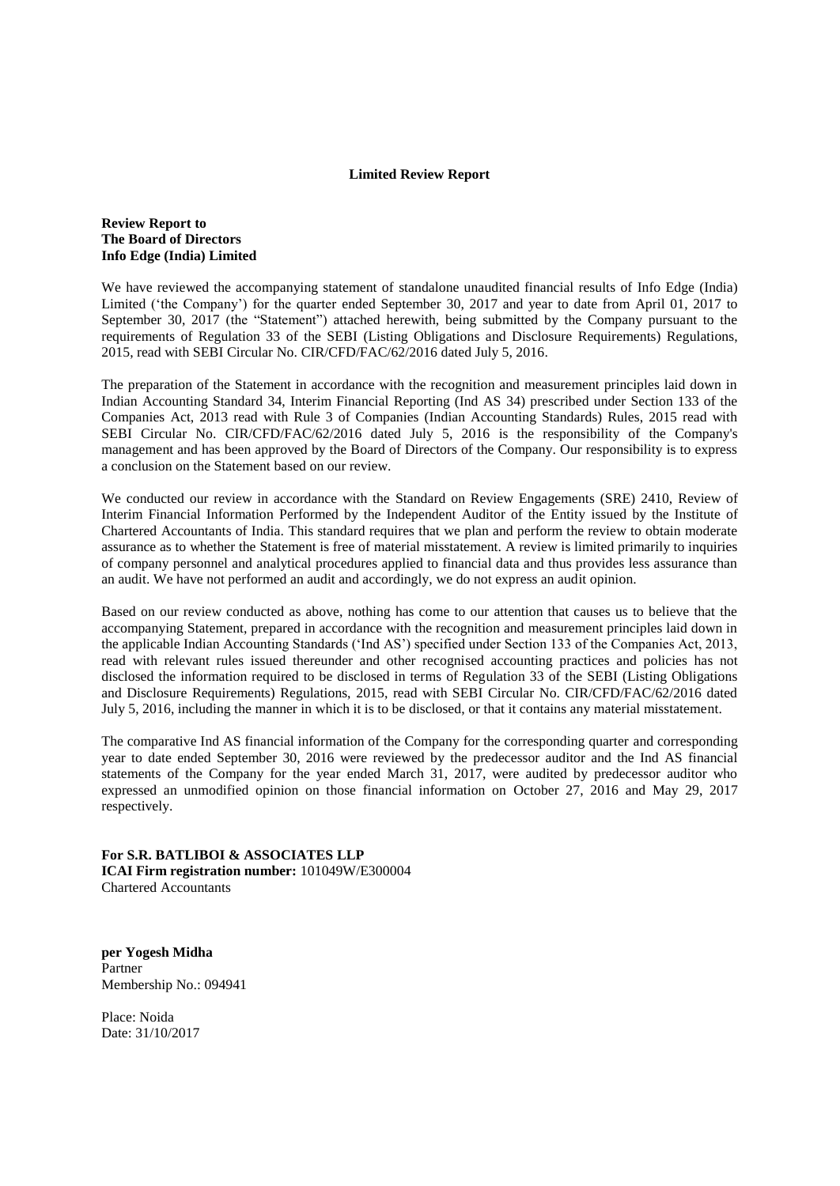# Limited Review Report

**Review Report to**
**The Board of Directors**
**Info Edge (India) Limited**

We have reviewed the accompanying statement of standalone unaudited financial results of Info Edge (India) Limited ('the Company') for the quarter ended September 30, 2017 and year to date from April 01, 2017 to September 30, 2017 (the "Statement") attached herewith, being submitted by the Company pursuant to the requirements of Regulation 33 of the SEBI (Listing Obligations and Disclosure Requirements) Regulations, 2015, read with SEBI Circular No. CIR/CFD/FAC/62/2016 dated July 5, 2016.

The preparation of the Statement in accordance with the recognition and measurement principles laid down in Indian Accounting Standard 34, Interim Financial Reporting (Ind AS 34) prescribed under Section 133 of the Companies Act, 2013 read with Rule 3 of Companies (Indian Accounting Standards) Rules, 2015 read with SEBI Circular No. CIR/CFD/FAC/62/2016 dated July 5, 2016 is the responsibility of the Company's management and has been approved by the Board of Directors of the Company. Our responsibility is to express a conclusion on the Statement based on our review.

We conducted our review in accordance with the Standard on Review Engagements (SRE) 2410, Review of Interim Financial Information Performed by the Independent Auditor of the Entity issued by the Institute of Chartered Accountants of India. This standard requires that we plan and perform the review to obtain moderate assurance as to whether the Statement is free of material misstatement. A review is limited primarily to inquiries of company personnel and analytical procedures applied to financial data and thus provides less assurance than an audit. We have not performed an audit and accordingly, we do not express an audit opinion.

Based on our review conducted as above, nothing has come to our attention that causes us to believe that the accompanying Statement, prepared in accordance with the recognition and measurement principles laid down in the applicable Indian Accounting Standards ('Ind AS') specified under Section 133 of the Companies Act, 2013, read with relevant rules issued thereunder and other recognised accounting practices and policies has not disclosed the information required to be disclosed in terms of Regulation 33 of the SEBI (Listing Obligations and Disclosure Requirements) Regulations, 2015, read with SEBI Circular No. CIR/CFD/FAC/62/2016 dated July 5, 2016, including the manner in which it is to be disclosed, or that it contains any material misstatement.

The comparative Ind AS financial information of the Company for the corresponding quarter and corresponding year to date ended September 30, 2016 were reviewed by the predecessor auditor and the Ind AS financial statements of the Company for the year ended March 31, 2017, were audited by predecessor auditor who expressed an unmodified opinion on those financial information on October 27, 2016 and May 29, 2017 respectively.

**For S.R. BATLIBOI & ASSOCIATES LLP**
**ICAI Firm registration number:** 101049W/E300004
Chartered Accountants

**per Yogesh Midha**
Partner
Membership No.: 094941

Place: Noida
Date: 31/10/2017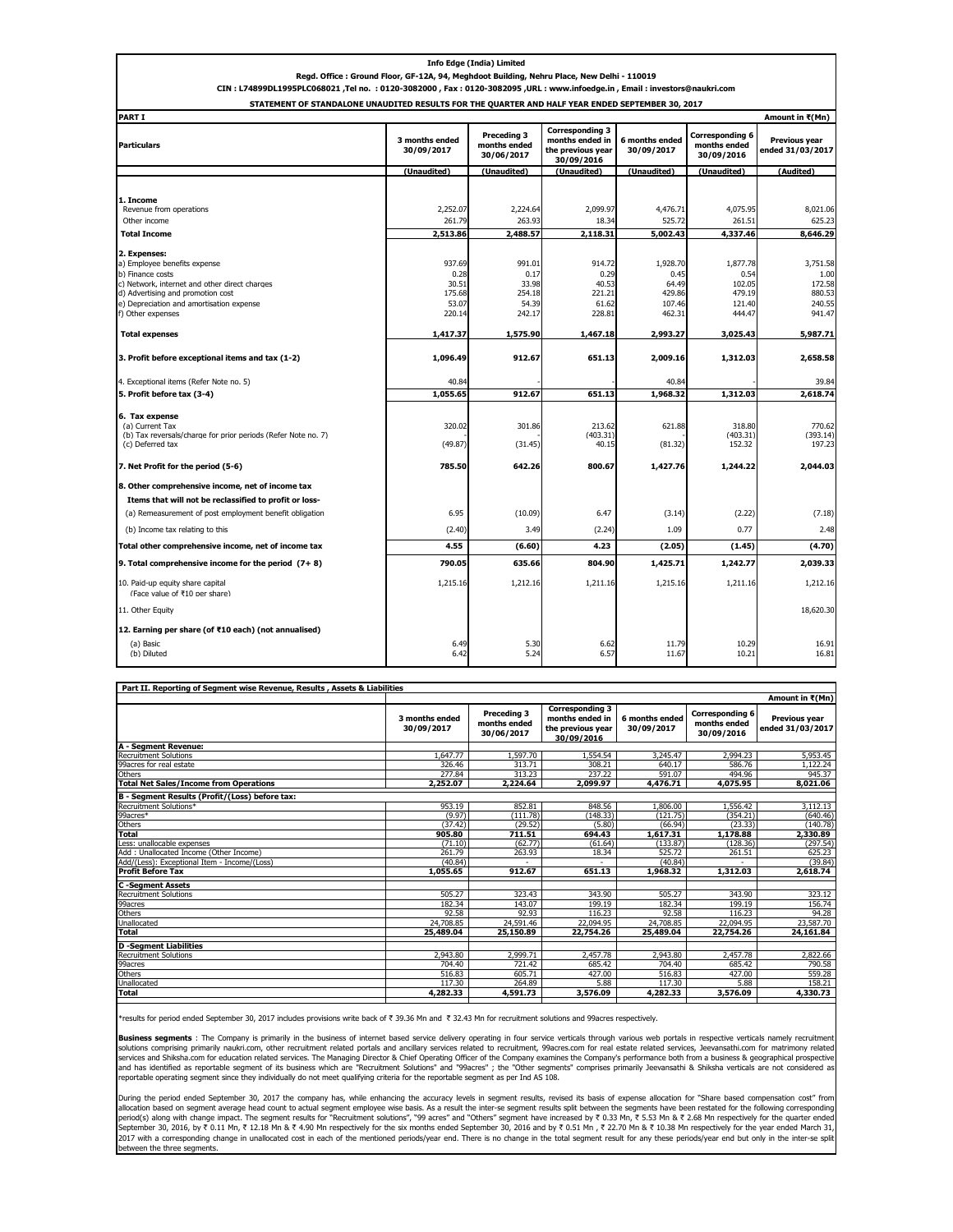**Info Edge (India) Limited**

**Regd. Office : Ground Floor, GF-12A, 94, Meghdoot Building, Nehru Place, New Delhi - 110019**

**CIN : L74899DL1995PLC068021 ,Tel no. : 0120-3082000 , Fax : 0120-3082095 ,URL : www.infoedge.in , Email : investors@naukri.com**

**STATEMENT OF STANDALONE UNAUDITED RESULTS FOR THE QUARTER AND HALF YEAR ENDED SEPTEMBER 30, 2017**

**PART I** Amount in ₹(Mn)

| Particulars | 3 months ended 30/09/2017 | Preceding 3 months ended 30/06/2017 | Corresponding 3 months ended in the previous year 30/09/2016 | 6 months ended 30/09/2017 | Corresponding 6 months ended 30/09/2016 | Previous year ended 31/03/2017 |
|---|---|---|---|---|---|---|
| | (Unaudited) | (Unaudited) | (Unaudited) | (Unaudited) | (Unaudited) | (Audited) |
| **1. Income** | | | | | | |
| Revenue from operations | 2,252.07 | 2,224.64 | 2,099.97 | 4,476.71 | 4,075.95 | 8,021.06 |
| Other income | 261.79 | 263.93 | 18.34 | 525.72 | 261.51 | 625.23 |
| **Total Income** | **2,513.86** | **2,488.57** | **2,118.31** | **5,002.43** | **4,337.46** | **8,646.29** |
| **2. Expenses:** | | | | | | |
| a) Employee benefits expense | 937.69 | 991.01 | 914.72 | 1,928.70 | 1,877.78 | 3,751.58 |
| b) Finance costs | 0.28 | 0.17 | 0.29 | 0.45 | 0.54 | 1.00 |
| c) Network, internet and other direct charges | 30.51 | 33.98 | 40.53 | 64.49 | 102.05 | 172.58 |
| d) Advertising and promotion cost | 175.68 | 254.18 | 221.21 | 429.86 | 479.19 | 880.53 |
| e) Depreciation and amortisation expense | 53.07 | 54.39 | 61.62 | 107.46 | 121.40 | 240.55 |
| f) Other expenses | 220.14 | 242.17 | 228.81 | 462.31 | 444.47 | 941.47 |
| **Total expenses** | **1,417.37** | **1,575.90** | **1,467.18** | **2,993.27** | **3,025.43** | **5,987.71** |
| **3. Profit before exceptional items and tax (1-2)** | **1,096.49** | **912.67** | **651.13** | **2,009.16** | **1,312.03** | **2,658.58** |
| 4. Exceptional items (Refer Note no. 5) | 40.84 | - | - | 40.84 | - | 39.84 |
| **5. Profit before tax (3-4)** | **1,055.65** | **912.67** | **651.13** | **1,968.32** | **1,312.03** | **2,618.74** |
| **6. Tax expense** | | | | | | |
| (a) Current Tax | 320.02 | 301.86 | 213.62 | 621.88 | 318.80 | 770.62 |
| (b) Tax reversals/charge for prior periods (Refer Note no. 7) | - | - | (403.31) | - | (403.31) | (393.14) |
| (c) Deferred tax | (49.87) | (31.45) | 40.15 | (81.32) | 152.32 | 197.23 |
| **7. Net Profit for the period (5-6)** | **785.50** | **642.26** | **800.67** | **1,427.76** | **1,244.22** | **2,044.03** |
| **8. Other comprehensive income, net of income tax** | | | | | | |
| **Items that will not be reclassified to profit or loss-** | | | | | | |
| (a) Remeasurement of post employment benefit obligation | 6.95 | (10.09) | 6.47 | (3.14) | (2.22) | (7.18) |
| (b) Income tax relating to this | (2.40) | 3.49 | (2.24) | 1.09 | 0.77 | 2.48 |
| **Total other comprehensive income, net of income tax** | **4.55** | **(6.60)** | **4.23** | **(2.05)** | **(1.45)** | **(4.70)** |
| **9. Total comprehensive income for the period (7+ 8)** | **790.05** | **635.66** | **804.90** | **1,425.71** | **1,242.77** | **2,039.33** |
| 10. Paid-up equity share capital (Face value of ₹10 per share) | 1,215.16 | 1,212.16 | 1,211.16 | 1,215.16 | 1,211.16 | 1,212.16 |
| 11. Other Equity | | | | | | 18,620.30 |
| **12. Earning per share (of ₹10 each) (not annualised)** | | | | | | |
| (a) Basic | 6.49 | 5.30 | 6.62 | 11.79 | 10.29 | 16.91 |
| (b) Diluted | 6.42 | 5.24 | 6.57 | 11.67 | 10.21 | 16.81 |

**Part II. Reporting of Segment wise Revenue, Results , Assets & Liabilities**

Amount in ₹(Mn)

| | 3 months ended 30/09/2017 | Preceding 3 months ended 30/06/2017 | Corresponding 3 months ended in the previous year 30/09/2016 | 6 months ended 30/09/2017 | Corresponding 6 months ended 30/09/2016 | Previous year ended 31/03/2017 |
|---|---|---|---|---|---|---|
| **A - Segment Revenue:** | | | | | | |
| Recruitment Solutions | 1,647.77 | 1,597.70 | 1,554.54 | 3,245.47 | 2,994.23 | 5,953.45 |
| 99acres for real estate | 326.46 | 313.71 | 308.21 | 640.17 | 586.76 | 1,122.24 |
| Others | 277.84 | 313.23 | 237.22 | 591.07 | 494.96 | 945.37 |
| **Total Net Sales/Income from Operations** | **2,252.07** | **2,224.64** | **2,099.97** | **4,476.71** | **4,075.95** | **8,021.06** |
| **B - Segment Results (Profit/(Loss) before tax:** | | | | | | |
| Recruitment Solutions* | 953.19 | 852.81 | 848.56 | 1,806.00 | 1,556.42 | 3,112.13 |
| 99acres* | (9.97) | (111.78) | (148.33) | (121.75) | (354.21) | (640.46) |
| Others | (37.42) | (29.52) | (5.80) | (66.94) | (23.33) | (140.78) |
| **Total** | **905.80** | **711.51** | **694.43** | **1,617.31** | **1,178.88** | **2,330.89** |
| Less: unallocable expenses | (71.10) | (62.77) | (61.64) | (133.87) | (128.36) | (297.54) |
| Add : Unallocated Income (Other Income) | 261.79 | 263.93 | 18.34 | 525.72 | 261.51 | 625.23 |
| Add/(Less): Exceptional Item - Income/(Loss) | (40.84) | - | - | (40.84) | - | (39.84) |
| **Profit Before Tax** | **1,055.65** | **912.67** | **651.13** | **1,968.32** | **1,312.03** | **2,618.74** |
| **C -Segment Assets** | | | | | | |
| Recruitment Solutions | 505.27 | 323.43 | 343.90 | 505.27 | 343.90 | 323.12 |
| 99acres | 182.34 | 143.07 | 199.19 | 182.34 | 199.19 | 156.74 |
| Others | 92.58 | 92.93 | 116.23 | 92.58 | 116.23 | 94.28 |
| Unallocated | 24,708.85 | 24,591.46 | 22,094.95 | 24,708.85 | 22,094.95 | 23,587.70 |
| **Total** | **25,489.04** | **25,150.89** | **22,754.26** | **25,489.04** | **22,754.26** | **24,161.84** |
| **D -Segment Liabilities** | | | | | | |
| Recruitment Solutions | 2,943.80 | 2,999.71 | 2,457.78 | 2,943.80 | 2,457.78 | 2,822.66 |
| 99acres | 704.40 | 721.42 | 685.42 | 704.40 | 685.42 | 790.58 |
| Others | 516.83 | 605.71 | 427.00 | 516.83 | 427.00 | 559.28 |
| Unallocated | 117.30 | 264.89 | 5.88 | 117.30 | 5.88 | 158.21 |
| **Total** | **4,282.33** | **4,591.73** | **3,576.09** | **4,282.33** | **3,576.09** | **4,330.73** |

*results for period ended September 30, 2017 includes provisions write back of ₹ 39.36 Mn and ₹ 32.43 Mn for recruitment solutions and 99acres respectively.

**Business segments** : The Company is primarily in the business of internet based service delivery operating in four service verticals through various web portals in respective verticals namely recruitment solutions comprising primarily naukri.com, other recruitment related portals and ancillary services related to recruitment, 99acres.com for real estate related services, Jeevansathi.com for matrimony related services and Shiksha.com for education related services. The Managing Director & Chief Operating Officer of the Company examines the Company's performance both from a business & geographical prospective and has identified as reportable segment of its business which are "Recruitment Solutions" and "99acres" ; the "Other segments" comprises primarily Jeevansathi & Shiksha verticals are not considered as reportable operating segment since they individually do not meet qualifying criteria for the reportable segment as per Ind AS 108.

During the period ended September 30, 2017 the company has, while enhancing the accuracy levels in segment results, revised its basis of expense allocation for "Share based compensation cost" from allocation based on segment average head count to actual segment employee wise basis. As a result the inter-se segment results split between the segments have been restated for the following corresponding period(s) along with change impact. The segment results for "Recruitment solutions", "99 acres" and "Others" segment have increased by ₹ 0.33 Mn, ₹ 5.53 Mn & ₹ 2.68 Mn respectively for the quarter ended September 30, 2016, by ₹ 0.11 Mn, ₹ 12.18 Mn & ₹ 4.90 Mn respectively for the six months ended September 30, 2016 and by ₹ 0.51 Mn , ₹ 22.70 Mn & ₹ 10.38 Mn respectively for the year ended March 31, 2017 with a corresponding change in unallocated cost in each of the mentioned periods/year end. There is no change in the total segment result for any these periods/year end but only in the inter-se split between the three segments.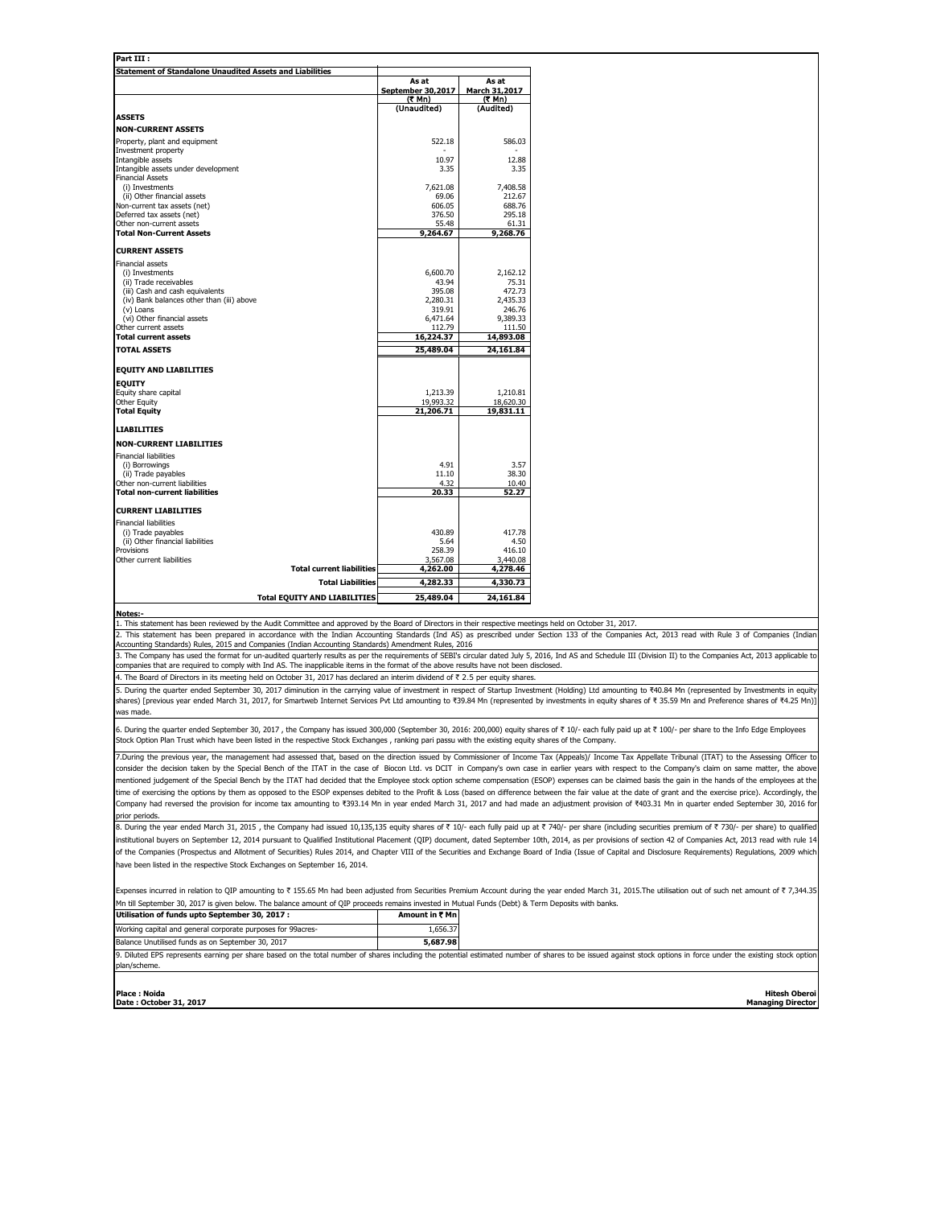**Part III :**

**Statement of Standalone Unaudited Assets and Liabilities**

| | As at September 30,2017 (₹ Mn) (Unaudited) | As at March 31,2017 (₹ Mn) (Audited) |
|---|---|---|
| **ASSETS** | | |
| **NON-CURRENT ASSETS** | | |
| Property, plant and equipment | 522.18 | 586.03 |
| Investment property | - | - |
| Intangible assets | 10.97 | 12.88 |
| Intangible assets under development | 3.35 | 3.35 |
| Financial Assets | | |
| (i) Investments | 7,621.08 | 7,408.58 |
| (ii) Other financial assets | 69.06 | 212.67 |
| Non-current tax assets (net) | 606.05 | 688.76 |
| Deferred tax assets (net) | 376.50 | 295.18 |
| Other non-current assets | 55.48 | 61.31 |
| **Total Non-Current Assets** | **9,264.67** | **9,268.76** |
| **CURRENT ASSETS** | | |
| Financial assets | | |
| (i) Investments | 6,600.70 | 2,162.12 |
| (ii) Trade receivables | 43.94 | 75.31 |
| (iii) Cash and cash equivalents | 395.08 | 472.73 |
| (iv) Bank balances other than (iii) above | 2,280.31 | 2,435.33 |
| (v) Loans | 319.91 | 246.76 |
| (vi) Other financial assets | 6,471.64 | 9,389.33 |
| Other current assets | 112.79 | 111.50 |
| **Total current assets** | **16,224.37** | **14,893.08** |
| **TOTAL ASSETS** | **25,489.04** | **24,161.84** |
| **EQUITY AND LIABILITIES** | | |
| **EQUITY** | | |
| Equity share capital | 1,213.39 | 1,210.81 |
| Other Equity | 19,993.32 | 18,620.30 |
| **Total Equity** | **21,206.71** | **19,831.11** |
| **LIABILITIES** | | |
| **NON-CURRENT LIABILITIES** | | |
| Financial liabilities | | |
| (i) Borrowings | 4.91 | 3.57 |
| (ii) Trade payables | 11.10 | 38.30 |
| Other non-current liabilities | 4.32 | 10.40 |
| **Total non-current liabilities** | **20.33** | **52.27** |
| **CURRENT LIABILITIES** | | |
| Financial liabilities | | |
| (i) Trade payables | 430.89 | 417.78 |
| (ii) Other financial liabilities | 5.64 | 4.50 |
| Provisions | 258.39 | 416.10 |
| Other current liabilities | 3,567.08 | 3,440.08 |
| **Total current liabilities** | **4,262.00** | **4,278.46** |
| **Total Liabilities** | **4,282.33** | **4,330.73** |
| **Total EQUITY AND LIABILITIES** | **25,489.04** | **24,161.84** |

**Notes:-**

1. This statement has been reviewed by the Audit Committee and approved by the Board of Directors in their respective meetings held on October 31, 2017.

2. This statement has been prepared in accordance with the Indian Accounting Standards (Ind AS) as prescribed under Section 133 of the Companies Act, 2013 read with Rule 3 of Companies (Indian Accounting Standards) Rules, 2015 and Companies (Indian Accounting Standards) Amendment Rules, 2016

3. The Company has used the format for un-audited quarterly results as per the requirements of SEBI's circular dated July 5, 2016, Ind AS and Schedule III (Division II) to the Companies Act, 2013 applicable to companies that are required to comply with Ind AS. The inapplicable items in the format of the above results have not been disclosed.

4. The Board of Directors in its meeting held on October 31, 2017 has declared an interim dividend of ₹ 2.5 per equity shares.

5. During the quarter ended September 30, 2017 diminution in the carrying value of investment in respect of Startup Investment (Holding) Ltd amounting to ₹40.84 Mn (represented by Investments in equity shares) [previous year ended March 31, 2017, for Smartweb Internet Services Pvt Ltd amounting to ₹39.84 Mn (represented by investments in equity shares of ₹ 35.59 Mn and Preference shares of ₹4.25 Mn)] was made.

6. During the quarter ended September 30, 2017 , the Company has issued 300,000 (September 30, 2016: 200,000) equity shares of ₹ 10/- each fully paid up at ₹ 100/- per share to the Info Edge Employees Stock Option Plan Trust which have been listed in the respective Stock Exchanges , ranking pari passu with the existing equity shares of the Company.

7.During the previous year, the management had assessed that, based on the direction issued by Commissioner of Income Tax (Appeals)/ Income Tax Appellate Tribunal (ITAT) to the Assessing Officer to consider the decision taken by the Special Bench of the ITAT in the case of Biocon Ltd. vs DCIT in Company's own case in earlier years with respect to the Company's claim on same matter, the above mentioned judgement of the Special Bench by the ITAT had decided that the Employee stock option scheme compensation (ESOP) expenses can be claimed basis the gain in the hands of the employees at the time of exercising the options by them as opposed to the ESOP expenses debited to the Profit & Loss (based on difference between the fair value at the date of grant and the exercise price). Accordingly, the Company had reversed the provision for income tax amounting to ₹393.14 Mn in year ended March 31, 2017 and had made an adjustment provision of ₹403.31 Mn in quarter ended September 30, 2016 for prior periods.

8. During the year ended March 31, 2015 , the Company had issued 10,135,135 equity shares of ₹ 10/- each fully paid up at ₹ 740/- per share (including securities premium of ₹ 730/- per share) to qualified institutional buyers on September 12, 2014 pursuant to Qualified Institutional Placement (QIP) document, dated September 10th, 2014, as per provisions of section 42 of Companies Act, 2013 read with rule 14 of the Companies (Prospectus and Allotment of Securities) Rules 2014, and Chapter VIII of the Securities and Exchange Board of India (Issue of Capital and Disclosure Requirements) Regulations, 2009 which have been listed in the respective Stock Exchanges on September 16, 2014.

Expenses incurred in relation to QIP amounting to ₹ 155.65 Mn had been adjusted from Securities Premium Account during the year ended March 31, 2015.The utilisation out of such net amount of ₹ 7,344.35 Mn till September 30, 2017 is given below. The balance amount of QIP proceeds remains invested in Mutual Funds (Debt) & Term Deposits with banks.

| Utilisation of funds upto September 30, 2017 : | Amount in ₹ Mn |
|---|---|
| Working capital and general corporate purposes for 99acres- | 1,656.37 |
| Balance Unutilised funds as on September 30, 2017 | **5,687.98** |

9. Diluted EPS represents earning per share based on the total number of shares including the potential estimated number of shares to be issued against stock options in force under the existing stock option plan/scheme.

**Place : Noida**
**Date : October 31, 2017**

**Hitesh Oberoi**
**Managing Director**